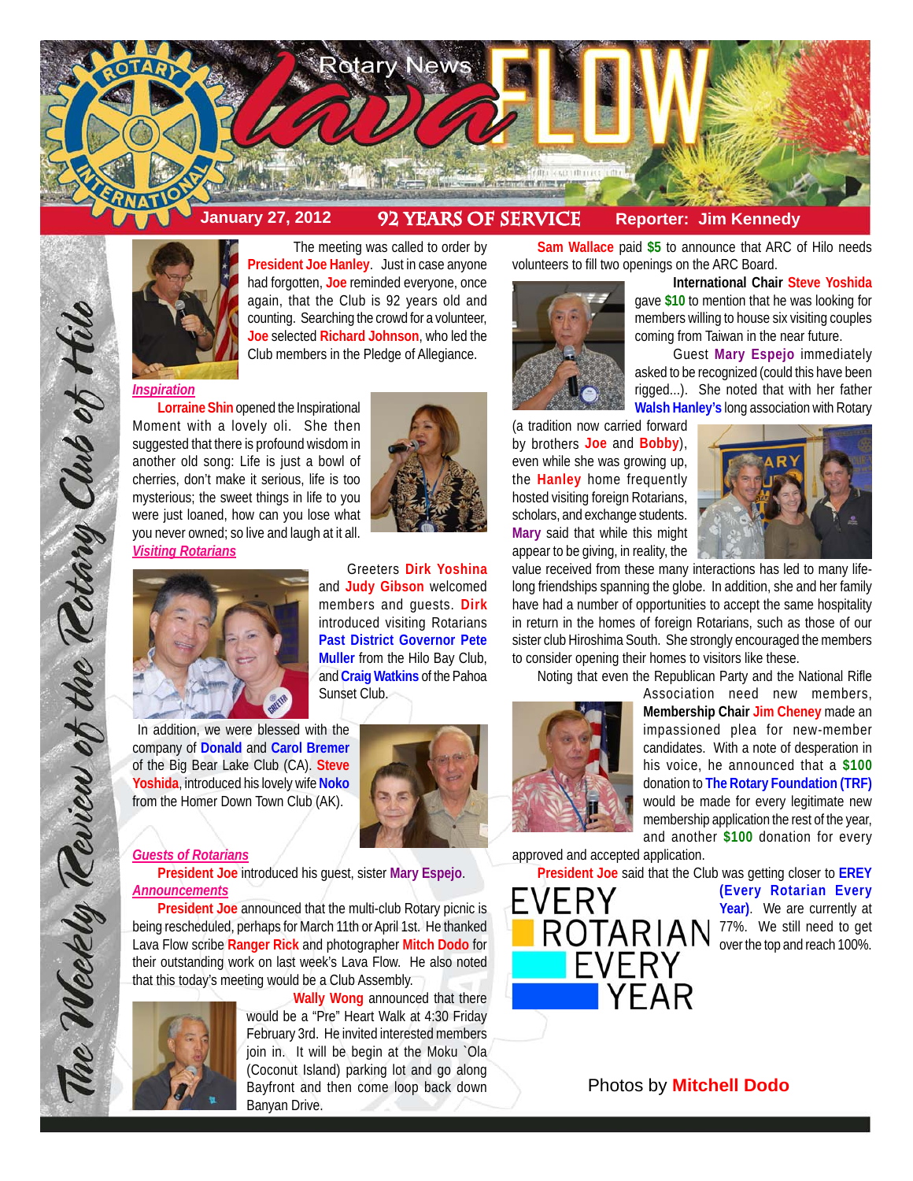# Rotary News Lava FLOW

**January 27, 2012** | **92 YEARS OF SERVICE** | **Reporter: Jim Kennedy**

*The Weekly Review of the Rotary Club of Hilo*

The meeting was called to order by **President Joe Hanley**. Just in case anyone had forgotten, **Joe** reminded everyone, once again, that the Club is 92 years old and counting. Searching the crowd for a volunteer, **Joe** selected **Richard Johnson**, who led the Club members in the Pledge of Allegiance.

## *Inspiration*

**Lorraine Shin** opened the Inspirational Moment with a lovely oli. She then suggested that there is profound wisdom in another old song: Life is just a bowl of cherries, don't make it serious, life is too mysterious; the sweet things in life to you were just loaned, how can you lose what you never owned; so live and laugh at it all.

## *Visiting Rotarians*

Greeters **Dirk Yoshina** and **Judy Gibson** welcomed members and guests. **Dirk** introduced visiting Rotarians **Past District Governor Pete Muller** from the Hilo Bay Club, and **Craig Watkins** of the Pahoa Sunset Club.

In addition, we were blessed with the company of **Donald** and **Carol Bremer** of the Big Bear Lake Club (CA). **Steve Yoshida**, introduced his lovely wife **Noko** from the Homer Down Town Club (AK).

## *Guests of Rotarians*

**President Joe** introduced his guest, sister **Mary Espejo**.

## *Announcements*

**President Joe** announced that the multi-club Rotary picnic is being rescheduled, perhaps for March 11th or April 1st. He thanked Lava Flow scribe **Ranger Rick** and photographer **Mitch Dodo** for their outstanding work on last week's Lava Flow. He also noted that this today's meeting would be a Club Assembly.

**Wally Wong** announced that there would be a "Pre" Heart Walk at 4:30 Friday February 3rd. He invited interested members join in. It will be begin at the Moku `Ola (Coconut Island) parking lot and go along Bayfront and then come loop back down Banyan Drive.

**Sam Wallace** paid **$5** to announce that ARC of Hilo needs volunteers to fill two openings on the ARC Board.

**International Chair Steve Yoshida** gave **$10** to mention that he was looking for members willing to house six visiting couples coming from Taiwan in the near future.

Guest **Mary Espejo** immediately asked to be recognized (could this have been rigged...). She noted that with her father **Walsh Hanley's** long association with Rotary (a tradition now carried forward by brothers **Joe** and **Bobby**), even while she was growing up, the **Hanley** home frequently hosted visiting foreign Rotarians, scholars, and exchange students. **Mary** said that while this might appear to be giving, in reality, the value received from these many interactions has led to many life-long friendships spanning the globe. In addition, she and her family have had a number of opportunities to accept the same hospitality in return in the homes of foreign Rotarians, such as those of our sister club Hiroshima South. She strongly encouraged the members to consider opening their homes to visitors like these.

Noting that even the Republican Party and the National Rifle Association need new members, **Membership Chair Jim Cheney** made an impassioned plea for new-member candidates. With a note of desperation in his voice, he announced that a **$100** donation to **The Rotary Foundation (TRF)** would be made for every legitimate new membership application the rest of the year, and another **$100** donation for every approved and accepted application.

**President Joe** said that the Club was getting closer to **EREY (Every Rotarian Every Year)**. We are currently at 77%. We still need to get over the top and reach 100%.

EVERY ROTARIAN EVERY YEAR

Photos by **Mitchell Dodo**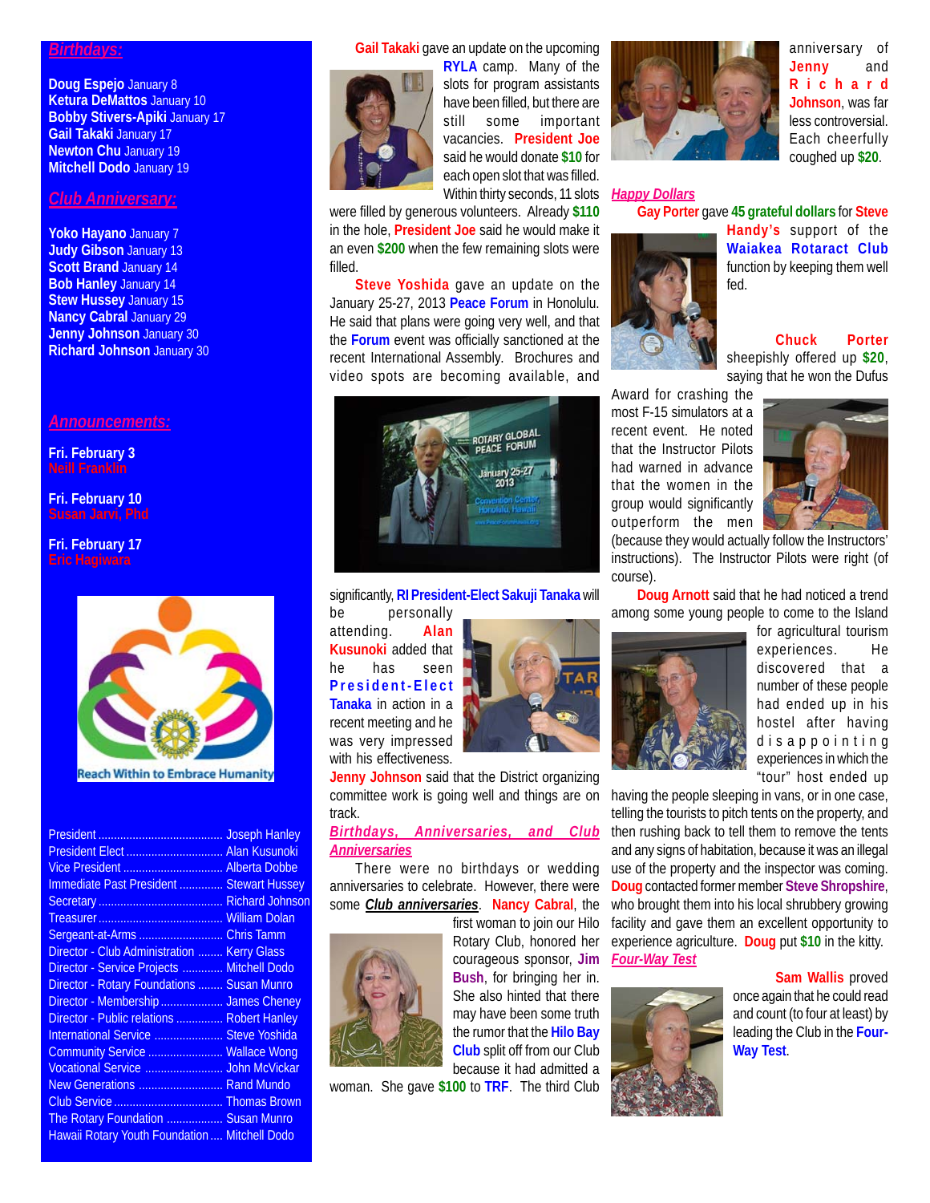## Birthdays:

**Doug Espejo** January 8
**Ketura DeMattos** January 10
**Bobby Stivers-Apiki** January 17
**Gail Takaki** January 17
**Newton Chu** January 19
**Mitchell Dodo** January 19

## Club Anniversary:

**Yoko Hayano** January 7
**Judy Gibson** January 13
**Scott Brand** January 14
**Bob Hanley** January 14
**Stew Hussey** January 15
**Nancy Cabral** January 29
**Jenny Johnson** January 30
**Richard Johnson** January 30

## Announcements:

**Fri. February 3**
Neill Franklin

**Fri. February 10**
Susan Jarvi, Phd

**Fri. February 17**
Eric Hagiwara

Reach Within to Embrace Humanity

| | |
|---|---|
| President | Joseph Hanley |
| President Elect | Alan Kusunoki |
| Vice President | Alberta Dobbe |
| Immediate Past President | Stewart Hussey |
| Secretary | Richard Johnson |
| Treasurer | William Dolan |
| Sergeant-at-Arms | Chris Tamm |
| Director - Club Administration | Kerry Glass |
| Director - Service Projects | Mitchell Dodo |
| Director - Rotary Foundations | Susan Munro |
| Director - Membership | James Cheney |
| Director - Public relations | Robert Hanley |
| International Service | Steve Yoshida |
| Community Service | Wallace Wong |
| Vocational Service | John McVickar |
| New Generations | Rand Mundo |
| Club Service | Thomas Brown |
| The Rotary Foundation | Susan Munro |
| Hawaii Rotary Youth Foundation | Mitchell Dodo |

**Gail Takaki** gave an update on the upcoming **RYLA** camp. Many of the slots for program assistants have been filled, but there are still some important vacancies. **President Joe** said he would donate **$10** for each open slot that was filled. Within thirty seconds, 11 slots were filled by generous volunteers. Already **$110** in the hole, **President Joe** said he would make it an even **$200** when the few remaining slots were filled.

**Steve Yoshida** gave an update on the January 25-27, 2013 **Peace Forum** in Honolulu. He said that plans were going very well, and that the **Forum** event was officially sanctioned at the recent International Assembly. Brochures and video spots are becoming available, and significantly, **RI President-Elect Sakuji Tanaka** will be personally attending. **Alan Kusunoki** added that he has seen **President-Elect Tanaka** in action in a recent meeting and he was very impressed with his effectiveness.

**Jenny Johnson** said that the District organizing committee work is going well and things are on track.

### *Birthdays, Anniversaries, and Club Anniversaries*

There were no birthdays or wedding anniversaries to celebrate. However, there were some ***Club anniversaries***. **Nancy Cabral**, the first woman to join our Hilo Rotary Club, honored her courageous sponsor, **Jim Bush**, for bringing her in. She also hinted that there may have been some truth the rumor that the **Hilo Bay Club** split off from our Club because it had admitted a woman. She gave **$100** to **TRF**. The third Club anniversary of **Jenny** and **Richard Johnson**, was far less controversial. Each cheerfully coughed up **$20**.

### *Happy Dollars*

**Gay Porter** gave **45 grateful dollars** for **Steve Handy's** support of the **Waiakea Rotaract Club** function by keeping them well fed.

**Chuck Porter** sheepishly offered up **$20**, saying that he won the Dufus Award for crashing the most F-15 simulators at a recent event. He noted that the Instructor Pilots had warned in advance that the women in the group would significantly outperform the men (because they would actually follow the Instructors' instructions). The Instructor Pilots were right (of course).

**Doug Arnott** said that he had noticed a trend among some young people to come to the Island for agricultural tourism experiences. He discovered that a number of these people had ended up in his hostel after having disappointing experiences in which the "tour" host ended up having the people sleeping in vans, or in one case, telling the tourists to pitch tents on the property, and then rushing back to tell them to remove the tents and any signs of habitation, because it was an illegal use of the property and the inspector was coming. **Doug** contacted former member **Steve Shropshire**, who brought them into his local shrubbery growing facility and gave them an excellent opportunity to experience agriculture. **Doug** put **$10** in the kitty.

### *Four-Way Test*

**Sam Wallis** proved once again that he could read and count (to four at least) by leading the Club in the **Four-Way Test**.